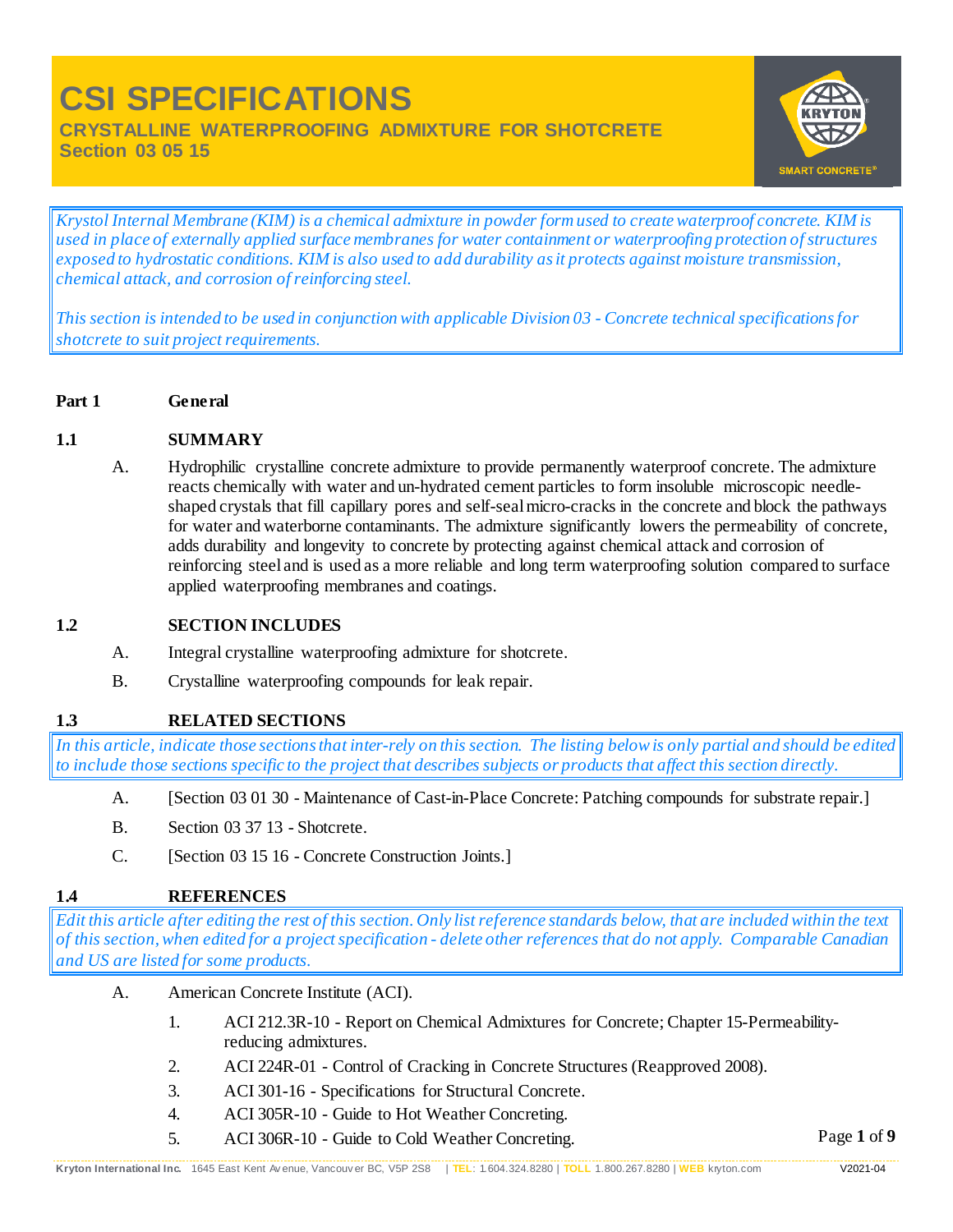# CSI SPECIFICATIONS

## CRYSTALLINE WATERPROOFING ADMIXTURE FOR SHOTCRETE

## Section 03 05 15

*Krystol Internal Membrane (KIM) is a chemical admixture in powder form used to create waterproof concrete. KIM is used in place of externally applied surface membranes for water containment or waterproofing protection of structures exposed to hydrostatic conditions. KIM is also used to add durability as it protects against moisture transmission, chemical attack, and corrosion of reinforcing steel.*

*This section is intended to be used in conjunction with applicable Division 03 - Concrete technical specifications for shotcrete to suit project requirements.*

## Part 1 General

### 1.1 SUMMARY

A. Hydrophilic crystalline concrete admixture to provide permanently waterproof concrete. The admixture reacts chemically with water and un-hydrated cement particles to form insoluble microscopic needle-shaped crystals that fill capillary pores and self-seal micro-cracks in the concrete and block the pathways for water and waterborne contaminants. The admixture significantly lowers the permeability of concrete, adds durability and longevity to concrete by protecting against chemical attack and corrosion of reinforcing steel and is used as a more reliable and long term waterproofing solution compared to surface applied waterproofing membranes and coatings.

### 1.2 SECTION INCLUDES

A. Integral crystalline waterproofing admixture for shotcrete.

B. Crystalline waterproofing compounds for leak repair.

### 1.3 RELATED SECTIONS

*In this article, indicate those sections that inter-rely on this section. The listing below is only partial and should be edited to include those sections specific to the project that describes subjects or products that affect this section directly.*

A. [Section 03 01 30 - Maintenance of Cast-in-Place Concrete: Patching compounds for substrate repair.]

B. Section 03 37 13 - Shotcrete.

C. [Section 03 15 16 - Concrete Construction Joints.]

### 1.4 REFERENCES

*Edit this article after editing the rest of this section. Only list reference standards below, that are included within the text of this section, when edited for a project specification - delete other references that do not apply. Comparable Canadian and US are listed for some products.*

A. American Concrete Institute (ACI).

1. ACI 212.3R-10 - Report on Chemical Admixtures for Concrete; Chapter 15-Permeability-reducing admixtures.
2. ACI 224R-01 - Control of Cracking in Concrete Structures (Reapproved 2008).
3. ACI 301-16 - Specifications for Structural Concrete.
4. ACI 305R-10 - Guide to Hot Weather Concreting.
5. ACI 306R-10 - Guide to Cold Weather Concreting.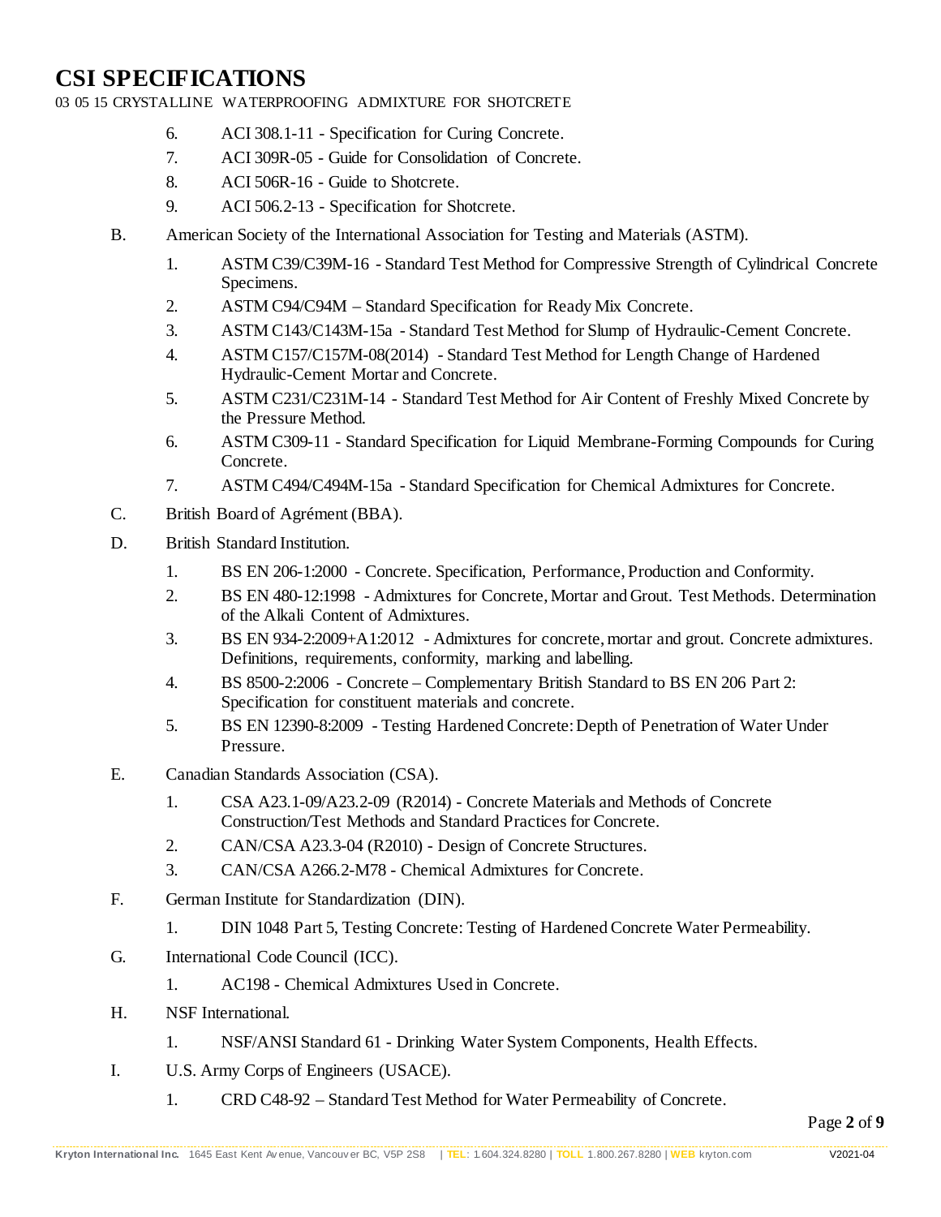6. ACI 308.1-11 - Specification for Curing Concrete.
7. ACI 309R-05 - Guide for Consolidation of Concrete.
8. ACI 506R-16 - Guide to Shotcrete.
9. ACI 506.2-13 - Specification for Shotcrete.

B. American Society of the International Association for Testing and Materials (ASTM).

1. ASTM C39/C39M-16 - Standard Test Method for Compressive Strength of Cylindrical Concrete Specimens.
2. ASTM C94/C94M – Standard Specification for Ready Mix Concrete.
3. ASTM C143/C143M-15a - Standard Test Method for Slump of Hydraulic-Cement Concrete.
4. ASTM C157/C157M-08(2014) - Standard Test Method for Length Change of Hardened Hydraulic-Cement Mortar and Concrete.
5. ASTM C231/C231M-14 - Standard Test Method for Air Content of Freshly Mixed Concrete by the Pressure Method.
6. ASTM C309-11 - Standard Specification for Liquid Membrane-Forming Compounds for Curing Concrete.
7. ASTM C494/C494M-15a - Standard Specification for Chemical Admixtures for Concrete.

C. British Board of Agrément (BBA).

D. British Standard Institution.

1. BS EN 206-1:2000 - Concrete. Specification, Performance, Production and Conformity.
2. BS EN 480-12:1998 - Admixtures for Concrete, Mortar and Grout. Test Methods. Determination of the Alkali Content of Admixtures.
3. BS EN 934-2:2009+A1:2012 - Admixtures for concrete, mortar and grout. Concrete admixtures. Definitions, requirements, conformity, marking and labelling.
4. BS 8500-2:2006 - Concrete – Complementary British Standard to BS EN 206 Part 2: Specification for constituent materials and concrete.
5. BS EN 12390-8:2009 - Testing Hardened Concrete: Depth of Penetration of Water Under Pressure.

E. Canadian Standards Association (CSA).

1. CSA A23.1-09/A23.2-09 (R2014) - Concrete Materials and Methods of Concrete Construction/Test Methods and Standard Practices for Concrete.
2. CAN/CSA A23.3-04 (R2010) - Design of Concrete Structures.
3. CAN/CSA A266.2-M78 - Chemical Admixtures for Concrete.

F. German Institute for Standardization (DIN).

1. DIN 1048 Part 5, Testing Concrete: Testing of Hardened Concrete Water Permeability.

G. International Code Council (ICC).

1. AC198 - Chemical Admixtures Used in Concrete.

H. NSF International.

1. NSF/ANSI Standard 61 - Drinking Water System Components, Health Effects.

I. U.S. Army Corps of Engineers (USACE).

1. CRD C48-92 – Standard Test Method for Water Permeability of Concrete.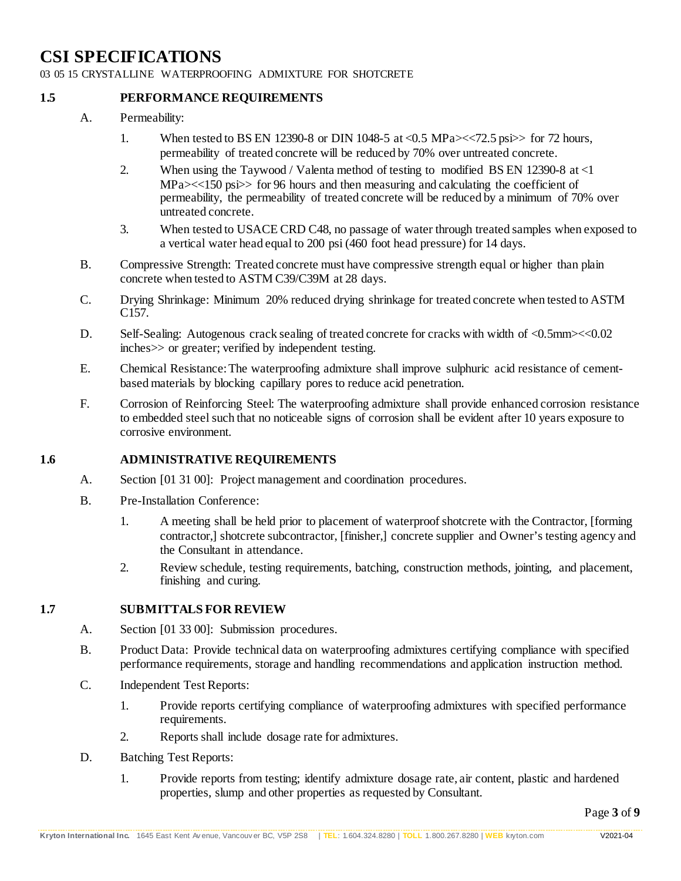# CSI SPECIFICATIONS

03 05 15 CRYSTALLINE WATERPROOFING ADMIXTURE FOR SHOTCRETE

## 1.5 PERFORMANCE REQUIREMENTS

A. Permeability:

1. When tested to BS EN 12390-8 or DIN 1048-5 at <0.5 MPa><<72.5 psi>> for 72 hours, permeability of treated concrete will be reduced by 70% over untreated concrete.
2. When using the Taywood / Valenta method of testing to modified BS EN 12390-8 at <1 MPa><<150 psi>> for 96 hours and then measuring and calculating the coefficient of permeability, the permeability of treated concrete will be reduced by a minimum of 70% over untreated concrete.
3. When tested to USACE CRD C48, no passage of water through treated samples when exposed to a vertical water head equal to 200 psi (460 foot head pressure) for 14 days.

B. Compressive Strength: Treated concrete must have compressive strength equal or higher than plain concrete when tested to ASTM C39/C39M at 28 days.

C. Drying Shrinkage: Minimum 20% reduced drying shrinkage for treated concrete when tested to ASTM C157.

D. Self-Sealing: Autogenous crack sealing of treated concrete for cracks with width of <0.5mm><<0.02 inches>> or greater; verified by independent testing.

E. Chemical Resistance: The waterproofing admixture shall improve sulphuric acid resistance of cement-based materials by blocking capillary pores to reduce acid penetration.

F. Corrosion of Reinforcing Steel: The waterproofing admixture shall provide enhanced corrosion resistance to embedded steel such that no noticeable signs of corrosion shall be evident after 10 years exposure to corrosive environment.

## 1.6 ADMINISTRATIVE REQUIREMENTS

A. Section [01 31 00]: Project management and coordination procedures.

B. Pre-Installation Conference:

1. A meeting shall be held prior to placement of waterproof shotcrete with the Contractor, [forming contractor,] shotcrete subcontractor, [finisher,] concrete supplier and Owner's testing agency and the Consultant in attendance.
2. Review schedule, testing requirements, batching, construction methods, jointing, and placement, finishing and curing.

## 1.7 SUBMITTALS FOR REVIEW

A. Section [01 33 00]: Submission procedures.

B. Product Data: Provide technical data on waterproofing admixtures certifying compliance with specified performance requirements, storage and handling recommendations and application instruction method.

C. Independent Test Reports:

1. Provide reports certifying compliance of waterproofing admixtures with specified performance requirements.
2. Reports shall include dosage rate for admixtures.

D. Batching Test Reports:

1. Provide reports from testing; identify admixture dosage rate, air content, plastic and hardened properties, slump and other properties as requested by Consultant.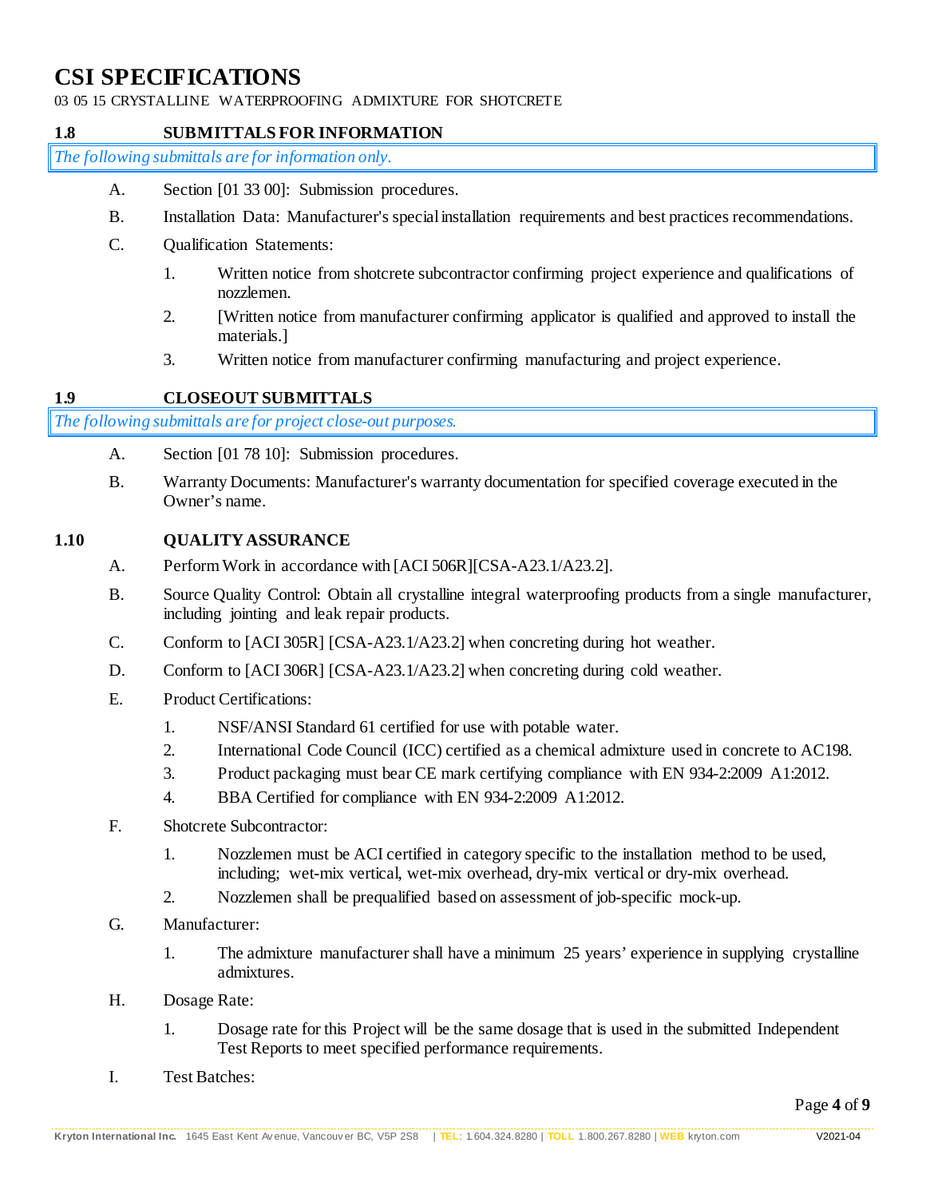## 1.8 SUBMITTALS FOR INFORMATION

*The following submittals are for information only.*

A. Section [01 33 00]: Submission procedures.

B. Installation Data: Manufacturer's special installation requirements and best practices recommendations.

C. Qualification Statements:

1. Written notice from shotcrete subcontractor confirming project experience and qualifications of nozzlemen.
2. [Written notice from manufacturer confirming applicator is qualified and approved to install the materials.]
3. Written notice from manufacturer confirming manufacturing and project experience.

## 1.9 CLOSEOUT SUBMITTALS

*The following submittals are for project close-out purposes.*

A. Section [01 78 10]: Submission procedures.

B. Warranty Documents: Manufacturer's warranty documentation for specified coverage executed in the Owner's name.

## 1.10 QUALITY ASSURANCE

A. Perform Work in accordance with [ACI 506R][CSA-A23.1/A23.2].

B. Source Quality Control: Obtain all crystalline integral waterproofing products from a single manufacturer, including jointing and leak repair products.

C. Conform to [ACI 305R] [CSA-A23.1/A23.2] when concreting during hot weather.

D. Conform to [ACI 306R] [CSA-A23.1/A23.2] when concreting during cold weather.

E. Product Certifications:

1. NSF/ANSI Standard 61 certified for use with potable water.
2. International Code Council (ICC) certified as a chemical admixture used in concrete to AC198.
3. Product packaging must bear CE mark certifying compliance with EN 934-2:2009 A1:2012.
4. BBA Certified for compliance with EN 934-2:2009 A1:2012.

F. Shotcrete Subcontractor:

1. Nozzlemen must be ACI certified in category specific to the installation method to be used, including; wet-mix vertical, wet-mix overhead, dry-mix vertical or dry-mix overhead.
2. Nozzlemen shall be prequalified based on assessment of job-specific mock-up.

G. Manufacturer:

1. The admixture manufacturer shall have a minimum 25 years' experience in supplying crystalline admixtures.

H. Dosage Rate:

1. Dosage rate for this Project will be the same dosage that is used in the submitted Independent Test Reports to meet specified performance requirements.

I. Test Batches: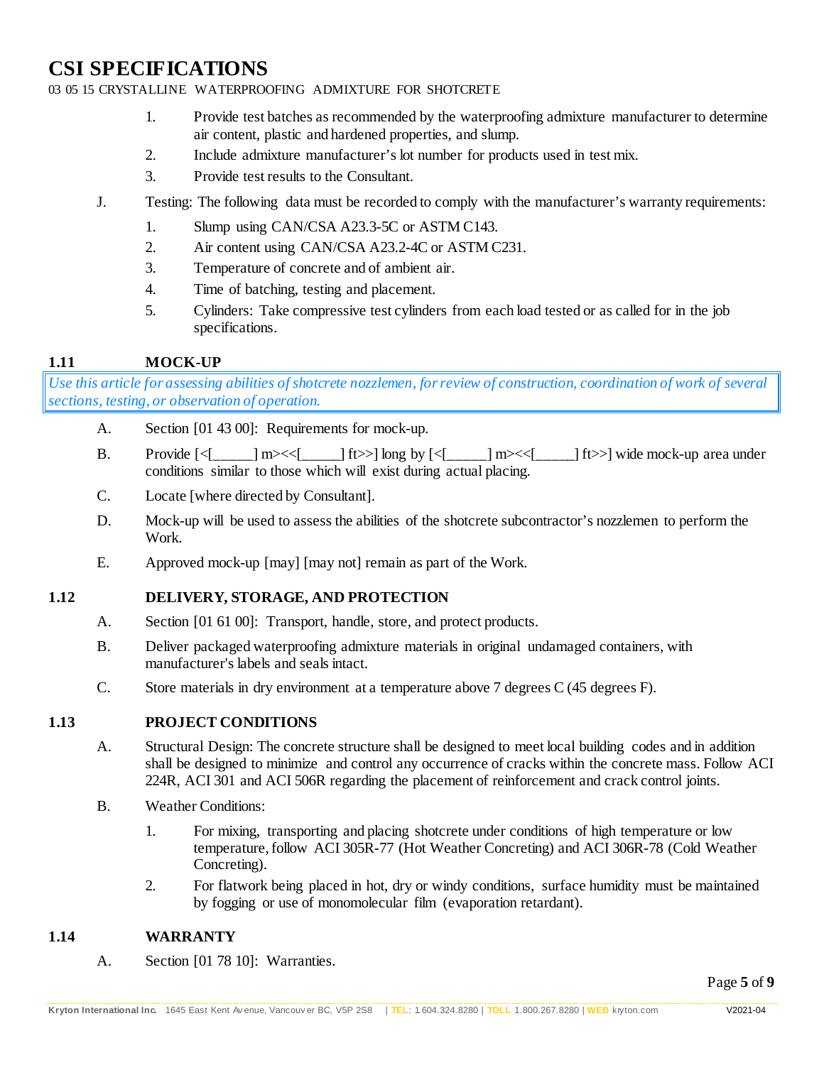1. Provide test batches as recommended by the waterproofing admixture manufacturer to determine air content, plastic and hardened properties, and slump.
2. Include admixture manufacturer's lot number for products used in test mix.
3. Provide test results to the Consultant.

J. Testing: The following data must be recorded to comply with the manufacturer's warranty requirements:

1. Slump using CAN/CSA A23.3-5C or ASTM C143.
2. Air content using CAN/CSA A23.2-4C or ASTM C231.
3. Temperature of concrete and of ambient air.
4. Time of batching, testing and placement.
5. Cylinders: Take compressive test cylinders from each load tested or as called for in the job specifications.

## 1.11 MOCK-UP

*Use this article for assessing abilities of shotcrete nozzlemen, for review of construction, coordination of work of several sections, testing, or observation of operation.*

A. Section [01 43 00]: Requirements for mock-up.

B. Provide [<[_____] m><<[_____] ft>>] long by [<[_____] m><<[_____] ft>>] wide mock-up area under conditions similar to those which will exist during actual placing.

C. Locate [where directed by Consultant].

D. Mock-up will be used to assess the abilities of the shotcrete subcontractor's nozzlemen to perform the Work.

E. Approved mock-up [may] [may not] remain as part of the Work.

## 1.12 DELIVERY, STORAGE, AND PROTECTION

A. Section [01 61 00]: Transport, handle, store, and protect products.

B. Deliver packaged waterproofing admixture materials in original undamaged containers, with manufacturer's labels and seals intact.

C. Store materials in dry environment at a temperature above 7 degrees C (45 degrees F).

## 1.13 PROJECT CONDITIONS

A. Structural Design: The concrete structure shall be designed to meet local building codes and in addition shall be designed to minimize and control any occurrence of cracks within the concrete mass. Follow ACI 224R, ACI 301 and ACI 506R regarding the placement of reinforcement and crack control joints.

B. Weather Conditions:

1. For mixing, transporting and placing shotcrete under conditions of high temperature or low temperature, follow ACI 305R-77 (Hot Weather Concreting) and ACI 306R-78 (Cold Weather Concreting).
2. For flatwork being placed in hot, dry or windy conditions, surface humidity must be maintained by fogging or use of monomolecular film (evaporation retardant).

## 1.14 WARRANTY

A. Section [01 78 10]: Warranties.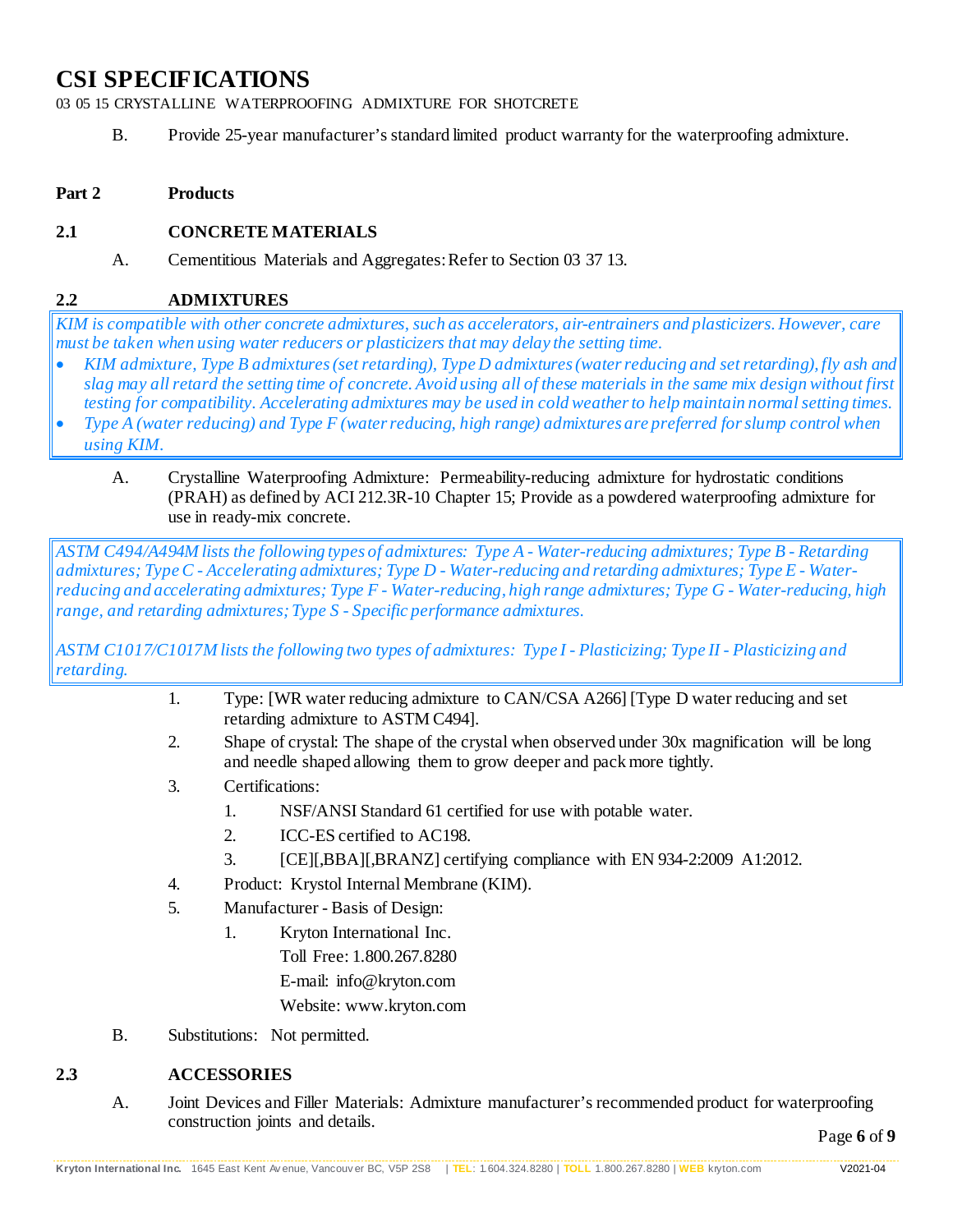B. Provide 25-year manufacturer's standard limited product warranty for the waterproofing admixture.

## Part 2 Products

### 2.1 CONCRETE MATERIALS

A. Cementitious Materials and Aggregates: Refer to Section 03 37 13.

### 2.2 ADMIXTURES

*KIM is compatible with other concrete admixtures, such as accelerators, air-entrainers and plasticizers. However, care must be taken when using water reducers or plasticizers that may delay the setting time.*

- *KIM admixture, Type B admixtures (set retarding), Type D admixtures (water reducing and set retarding), fly ash and slag may all retard the setting time of concrete. Avoid using all of these materials in the same mix design without first testing for compatibility. Accelerating admixtures may be used in cold weather to help maintain normal setting times.*
- *Type A (water reducing) and Type F (water reducing, high range) admixtures are preferred for slump control when using KIM.*

A. Crystalline Waterproofing Admixture: Permeability-reducing admixture for hydrostatic conditions (PRAH) as defined by ACI 212.3R-10 Chapter 15; Provide as a powdered waterproofing admixture for use in ready-mix concrete.

*ASTM C494/A494M lists the following types of admixtures: Type A - Water-reducing admixtures; Type B - Retarding admixtures; Type C - Accelerating admixtures; Type D - Water-reducing and retarding admixtures; Type E - Water-reducing and accelerating admixtures; Type F - Water-reducing, high range admixtures; Type G - Water-reducing, high range, and retarding admixtures; Type S - Specific performance admixtures.*

*ASTM C1017/C1017M lists the following two types of admixtures: Type I - Plasticizing; Type II - Plasticizing and retarding.*

1. Type: [WR water reducing admixture to CAN/CSA A266] [Type D water reducing and set retarding admixture to ASTM C494].
2. Shape of crystal: The shape of the crystal when observed under 30x magnification will be long and needle shaped allowing them to grow deeper and pack more tightly.
3. Certifications:
    1. NSF/ANSI Standard 61 certified for use with potable water.
    2. ICC-ES certified to AC198.
    3. [CE][,BBA][,BRANZ] certifying compliance with EN 934-2:2009 A1:2012.
4. Product: Krystol Internal Membrane (KIM).
5. Manufacturer - Basis of Design:
    1. Kryton International Inc.
       Toll Free: 1.800.267.8280
       E-mail: info@kryton.com
       Website: www.kryton.com

B. Substitutions: Not permitted.

### 2.3 ACCESSORIES

A. Joint Devices and Filler Materials: Admixture manufacturer's recommended product for waterproofing construction joints and details.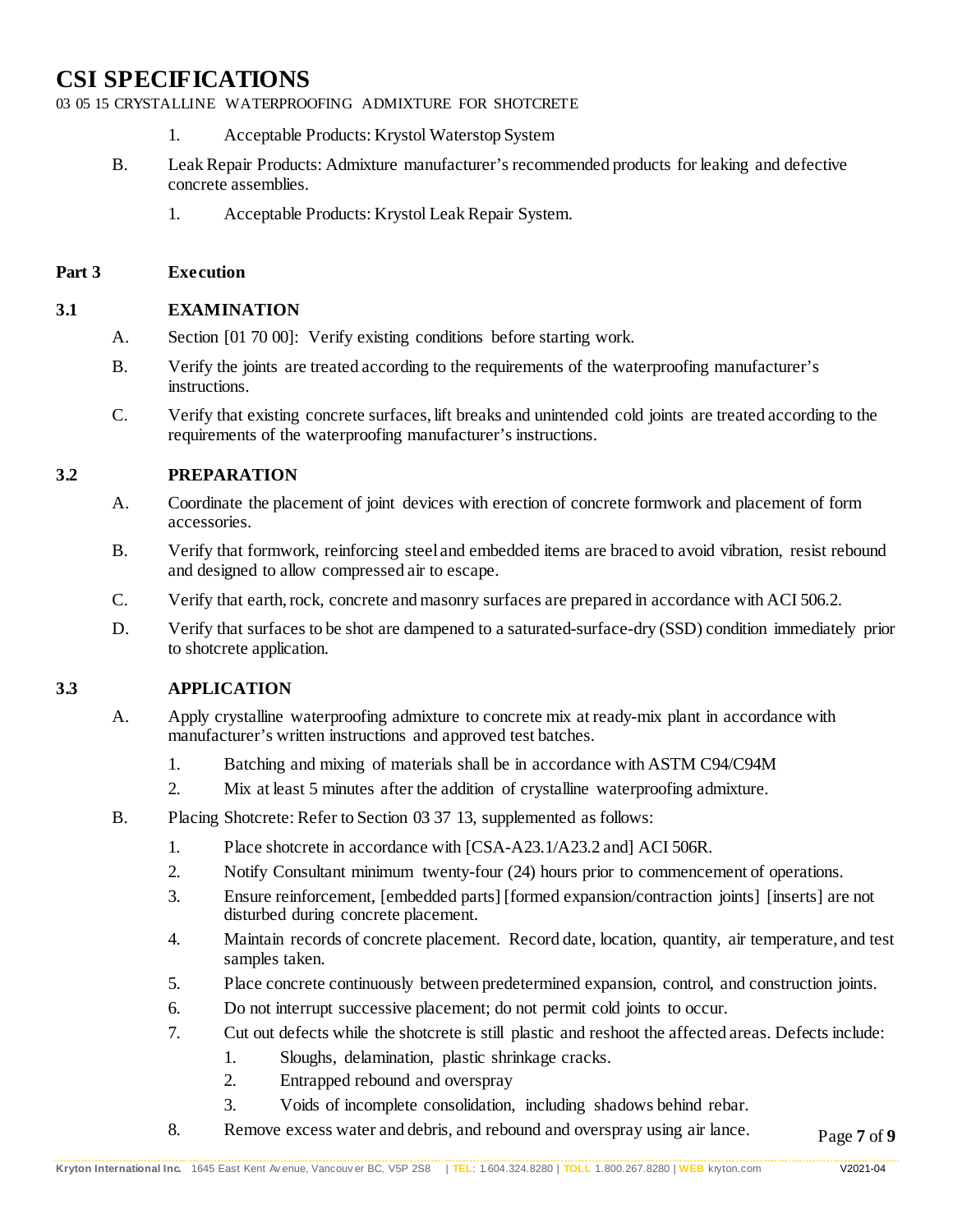1. Acceptable Products: Krystol Waterstop System

B. Leak Repair Products: Admixture manufacturer's recommended products for leaking and defective concrete assemblies.

   1. Acceptable Products: Krystol Leak Repair System.

## Part 3 Execution

### 3.1 EXAMINATION

A. Section [01 70 00]: Verify existing conditions before starting work.

B. Verify the joints are treated according to the requirements of the waterproofing manufacturer's instructions.

C. Verify that existing concrete surfaces, lift breaks and unintended cold joints are treated according to the requirements of the waterproofing manufacturer's instructions.

### 3.2 PREPARATION

A. Coordinate the placement of joint devices with erection of concrete formwork and placement of form accessories.

B. Verify that formwork, reinforcing steel and embedded items are braced to avoid vibration, resist rebound and designed to allow compressed air to escape.

C. Verify that earth, rock, concrete and masonry surfaces are prepared in accordance with ACI 506.2.

D. Verify that surfaces to be shot are dampened to a saturated-surface-dry (SSD) condition immediately prior to shotcrete application.

### 3.3 APPLICATION

A. Apply crystalline waterproofing admixture to concrete mix at ready-mix plant in accordance with manufacturer's written instructions and approved test batches.

   1. Batching and mixing of materials shall be in accordance with ASTM C94/C94M
   2. Mix at least 5 minutes after the addition of crystalline waterproofing admixture.

B. Placing Shotcrete: Refer to Section 03 37 13, supplemented as follows:

   1. Place shotcrete in accordance with [CSA-A23.1/A23.2 and] ACI 506R.
   2. Notify Consultant minimum twenty-four (24) hours prior to commencement of operations.
   3. Ensure reinforcement, [embedded parts] [formed expansion/contraction joints] [inserts] are not disturbed during concrete placement.
   4. Maintain records of concrete placement. Record date, location, quantity, air temperature, and test samples taken.
   5. Place concrete continuously between predetermined expansion, control, and construction joints.
   6. Do not interrupt successive placement; do not permit cold joints to occur.
   7. Cut out defects while the shotcrete is still plastic and reshoot the affected areas. Defects include:
      1. Sloughs, delamination, plastic shrinkage cracks.
      2. Entrapped rebound and overspray
      3. Voids of incomplete consolidation, including shadows behind rebar.
   8. Remove excess water and debris, and rebound and overspray using air lance.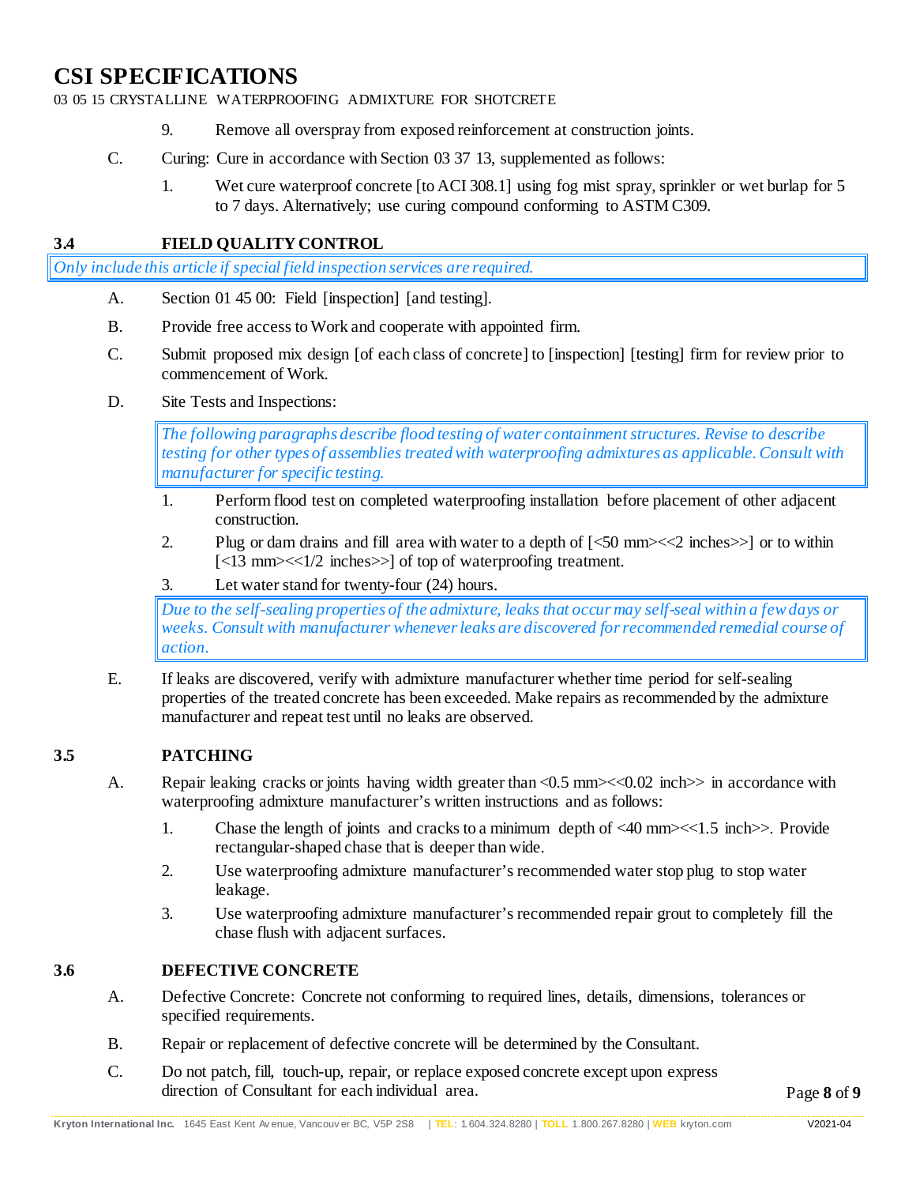9. Remove all overspray from exposed reinforcement at construction joints.

C. Curing: Cure in accordance with Section 03 37 13, supplemented as follows:

1. Wet cure waterproof concrete [to ACI 308.1] using fog mist spray, sprinkler or wet burlap for 5 to 7 days. Alternatively; use curing compound conforming to ASTM C309.

## 3.4 FIELD QUALITY CONTROL

*Only include this article if special field inspection services are required.*

A. Section 01 45 00: Field [inspection] [and testing].

B. Provide free access to Work and cooperate with appointed firm.

C. Submit proposed mix design [of each class of concrete] to [inspection] [testing] firm for review prior to commencement of Work.

D. Site Tests and Inspections:

*The following paragraphs describe flood testing of water containment structures. Revise to describe testing for other types of assemblies treated with waterproofing admixtures as applicable. Consult with manufacturer for specific testing.*

1. Perform flood test on completed waterproofing installation before placement of other adjacent construction.
2. Plug or dam drains and fill area with water to a depth of [<50 mm><<2 inches>>] or to within [<13 mm><<1/2 inches>>] of top of waterproofing treatment.
3. Let water stand for twenty-four (24) hours.

*Due to the self-sealing properties of the admixture, leaks that occur may self-seal within a few days or weeks. Consult with manufacturer whenever leaks are discovered for recommended remedial course of action.*

E. If leaks are discovered, verify with admixture manufacturer whether time period for self-sealing properties of the treated concrete has been exceeded. Make repairs as recommended by the admixture manufacturer and repeat test until no leaks are observed.

## 3.5 PATCHING

A. Repair leaking cracks or joints having width greater than <0.5 mm><<0.02 inch>> in accordance with waterproofing admixture manufacturer's written instructions and as follows:

1. Chase the length of joints and cracks to a minimum depth of <40 mm><<1.5 inch>>. Provide rectangular-shaped chase that is deeper than wide.
2. Use waterproofing admixture manufacturer's recommended water stop plug to stop water leakage.
3. Use waterproofing admixture manufacturer's recommended repair grout to completely fill the chase flush with adjacent surfaces.

## 3.6 DEFECTIVE CONCRETE

A. Defective Concrete: Concrete not conforming to required lines, details, dimensions, tolerances or specified requirements.

B. Repair or replacement of defective concrete will be determined by the Consultant.

C. Do not patch, fill, touch-up, repair, or replace exposed concrete except upon express direction of Consultant for each individual area.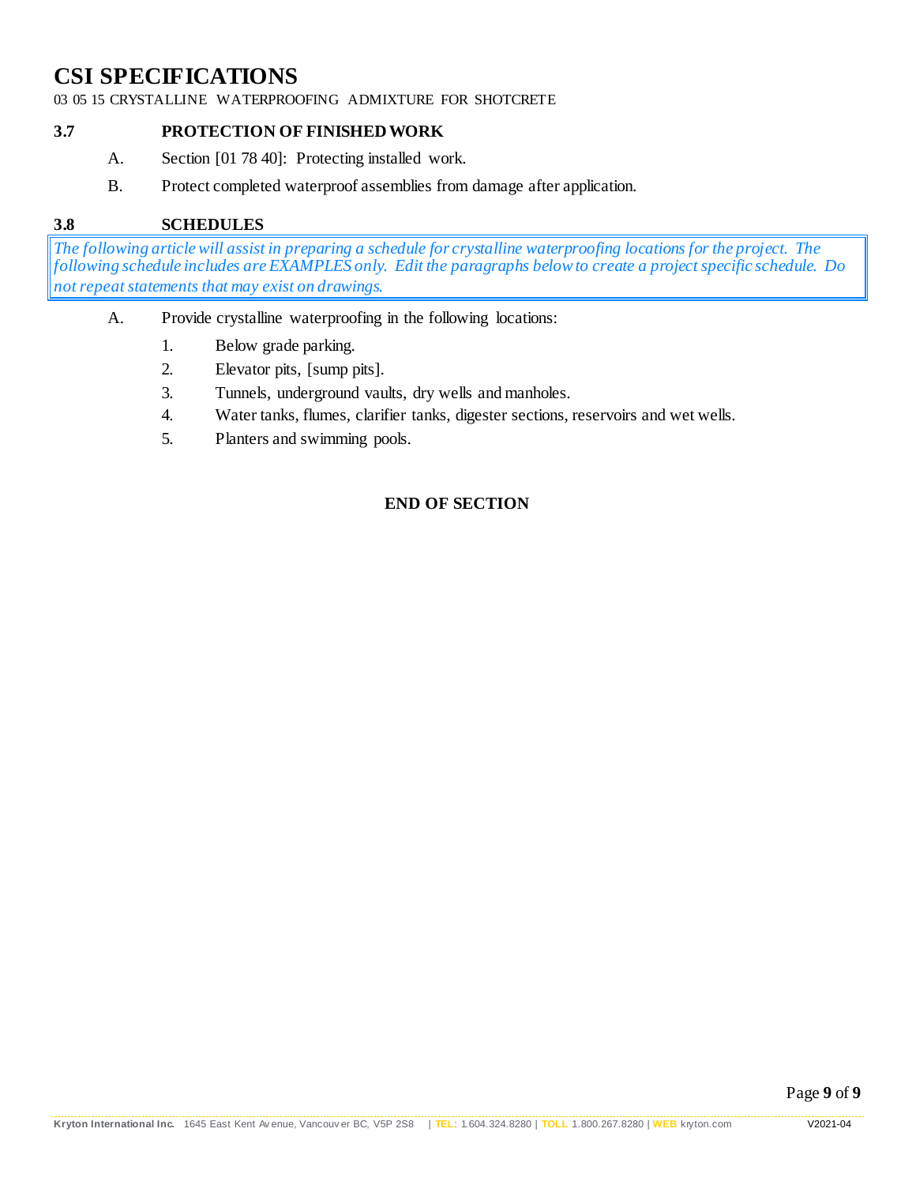### 3.7 PROTECTION OF FINISHED WORK

A. Section [01 78 40]: Protecting installed work.

B. Protect completed waterproof assemblies from damage after application.

### 3.8 SCHEDULES

*The following article will assist in preparing a schedule for crystalline waterproofing locations for the project. The following schedule includes are EXAMPLES only. Edit the paragraphs below to create a project specific schedule. Do not repeat statements that may exist on drawings.*

A. Provide crystalline waterproofing in the following locations:

1. Below grade parking.
2. Elevator pits, [sump pits].
3. Tunnels, underground vaults, dry wells and manholes.
4. Water tanks, flumes, clarifier tanks, digester sections, reservoirs and wet wells.
5. Planters and swimming pools.

**END OF SECTION**